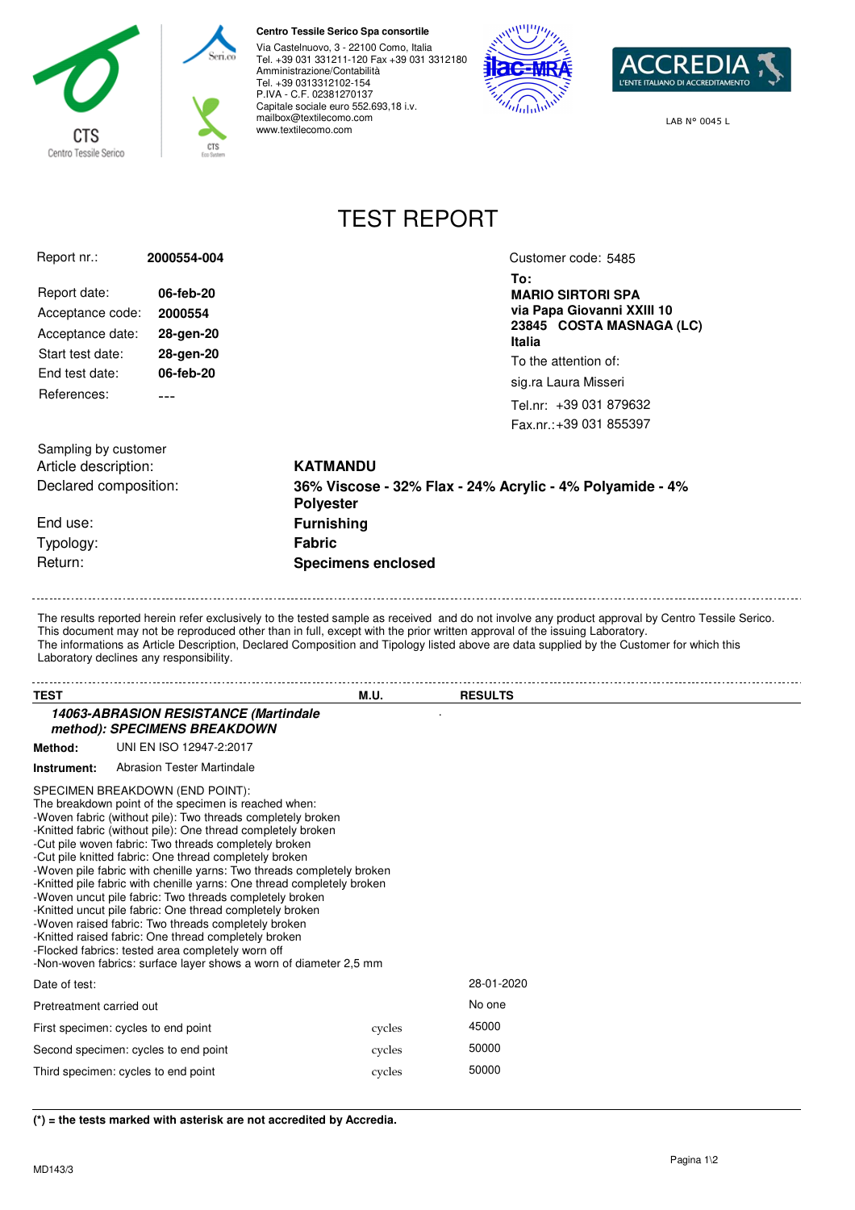**Centro Tessile Serico Spa consortile**
Via Castelnuovo, 3 - 22100 Como, Italia
Tel. +39 031 331211-120 Fax +39 031 3312180
Amministrazione/Contabilità
Tel. +39 0313312102-154
P.IVA - C.F. 02381270137
Capitale sociale euro 552.693,18 i.v.
mailbox@textilecomo.com
www.textilecomo.com

LAB N° 0045 L

# TEST REPORT

| | |
|---|---|
| Report nr.: | **2000554-004** |
| Report date: | **06-feb-20** |
| Acceptance code: | **2000554** |
| Acceptance date: | **28-gen-20** |
| Start test date: | **28-gen-20** |
| End test date: | **06-feb-20** |
| References: | --- |

Customer code: 5485

**To:**
**MARIO SIRTORI SPA**
**via Papa Giovanni XXIII 10**
**23845 COSTA MASNAGA (LC)**
**Italia**

To the attention of:
sig.ra Laura Misseri
Tel.nr: +39 031 879632
Fax.nr.:+39 031 855397

Sampling by customer

| | |
|---|---|
| Article description: | **KATMANDU** |
| Declared composition: | **36% Viscose - 32% Flax - 24% Acrylic - 4% Polyamide - 4% Polyester** |
| End use: | **Furnishing** |
| Typology: | **Fabric** |
| Return: | **Specimens enclosed** |

The results reported herein refer exclusively to the tested sample as received and do not involve any product approval by Centro Tessile Serico.
This document may not be reproduced other than in full, except with the prior written approval of the issuing Laboratory.
The informations as Article Description, Declared Composition and Tipology listed above are data supplied by the Customer for which this Laboratory declines any responsibility.

| TEST | M.U. | RESULTS |
|---|---|---|

***14063-ABRASION RESISTANCE (Martindale method): SPECIMENS BREAKDOWN***

**Method:** UNI EN ISO 12947-2:2017

**Instrument:** Abrasion Tester Martindale

SPECIMEN BREAKDOWN (END POINT):
The breakdown point of the specimen is reached when:
-Woven fabric (without pile): Two threads completely broken
-Knitted fabric (without pile): One thread completely broken
-Cut pile woven fabric: Two threads completely broken
-Cut pile knitted fabric: One thread completely broken
-Woven pile fabric with chenille yarns: Two threads completely broken
-Knitted pile fabric with chenille yarns: One thread completely broken
-Woven uncut pile fabric: Two threads completely broken
-Knitted uncut pile fabric: One thread completely broken
-Woven raised fabric: Two threads completely broken
-Knitted raised fabric: One thread completely broken
-Flocked fabrics: tested area completely worn off
-Non-woven fabrics: surface layer shows a worn of diameter 2,5 mm

| TEST | M.U. | RESULTS |
|---|---|---|
| Date of test: | | 28-01-2020 |
| Pretreatment carried out | | No one |
| First specimen: cycles to end point | cycles | 45000 |
| Second specimen: cycles to end point | cycles | 50000 |
| Third specimen: cycles to end point | cycles | 50000 |

**(*) = the tests marked with asterisk are not accredited by Accredia.**

MD143/3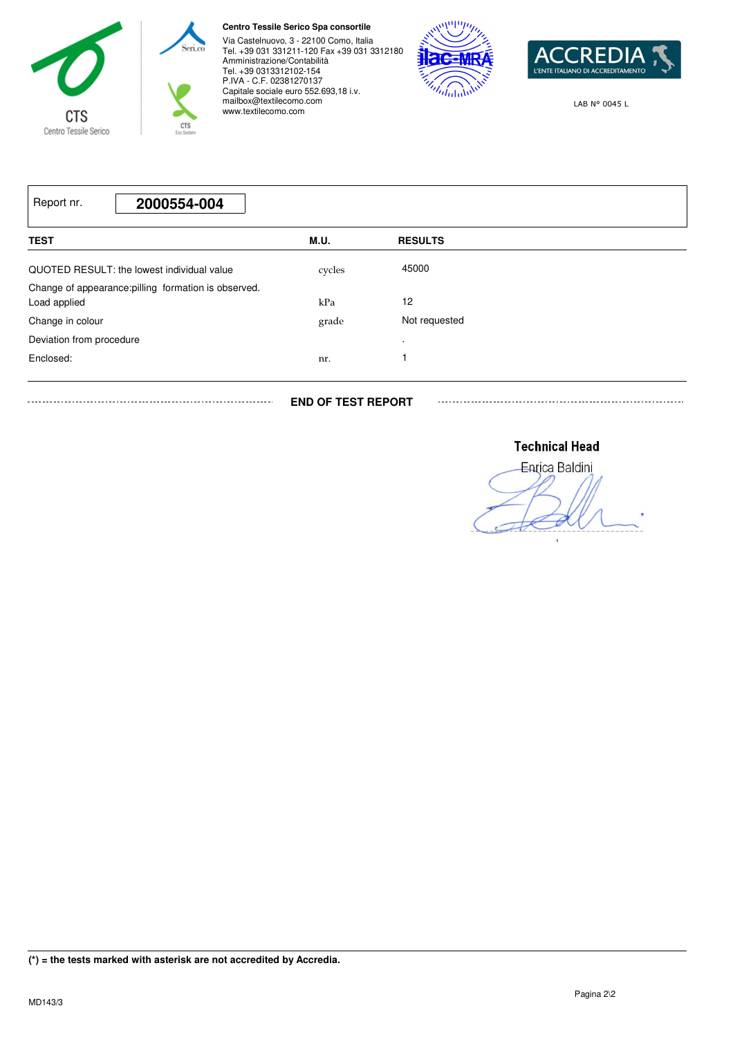**Centro Tessile Serico Spa consortile**
Via Castelnuovo, 3 - 22100 Como, Italia
Tel. +39 031 331211-120 Fax +39 031 3312180
Amministrazione/Contabilità
Tel. +39 0313312102-154
P.IVA - C.F. 02381270137
Capitale sociale euro 552.693,18 i.v.
mailbox@textilecomo.com
www.textilecomo.com

LAB N° 0045 L

Report nr. **2000554-004**

| TEST | M.U. | RESULTS |
|---|---|---|
| QUOTED RESULT: the lowest individual value | cycles | 45000 |
| Change of appearance:pilling formation is observed. | | |
| Load applied | kPa | 12 |
| Change in colour | grade | Not requested |
| Deviation from procedure | | . |
| Enclosed: | nr. | 1 |

**END OF TEST REPORT**

**Technical Head**
Enrica Baldini

**(*) = the tests marked with asterisk are not accredited by Accredia.**

MD143/3